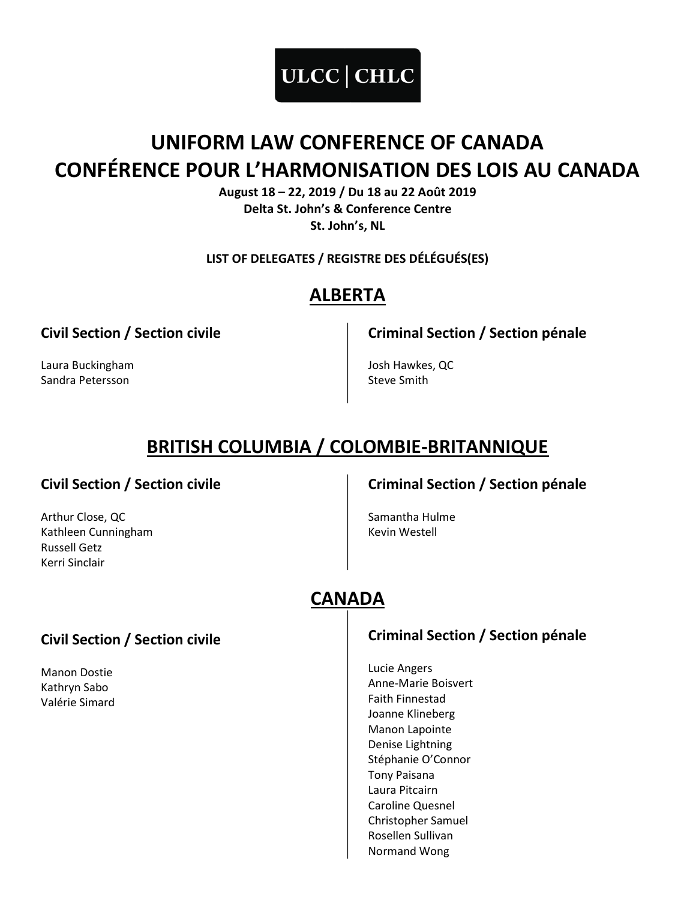ULCC | CHLC

# UNIFORM LAW CONFERENCE OF CANADA
# CONFÉRENCE POUR L'HARMONISATION DES LOIS AU CANADA

**August 18 – 22, 2019 / Du 18 au 22 Août 2019**
**Delta St. John's & Conference Centre**
**St. John's, NL**

**LIST OF DELEGATES / REGISTRE DES DÉLÉGUÉS(ES)**

## ALBERTA

### Civil Section / Section civile

Laura Buckingham
Sandra Petersson

### Criminal Section / Section pénale

Josh Hawkes, QC
Steve Smith

## BRITISH COLUMBIA / COLOMBIE-BRITANNIQUE

### Civil Section / Section civile

Arthur Close, QC
Kathleen Cunningham
Russell Getz
Kerri Sinclair

### Criminal Section / Section pénale

Samantha Hulme
Kevin Westell

## CANADA

### Civil Section / Section civile

Manon Dostie
Kathryn Sabo
Valérie Simard

### Criminal Section / Section pénale

Lucie Angers
Anne-Marie Boisvert
Faith Finnestad
Joanne Klineberg
Manon Lapointe
Denise Lightning
Stéphanie O'Connor
Tony Paisana
Laura Pitcairn
Caroline Quesnel
Christopher Samuel
Rosellen Sullivan
Normand Wong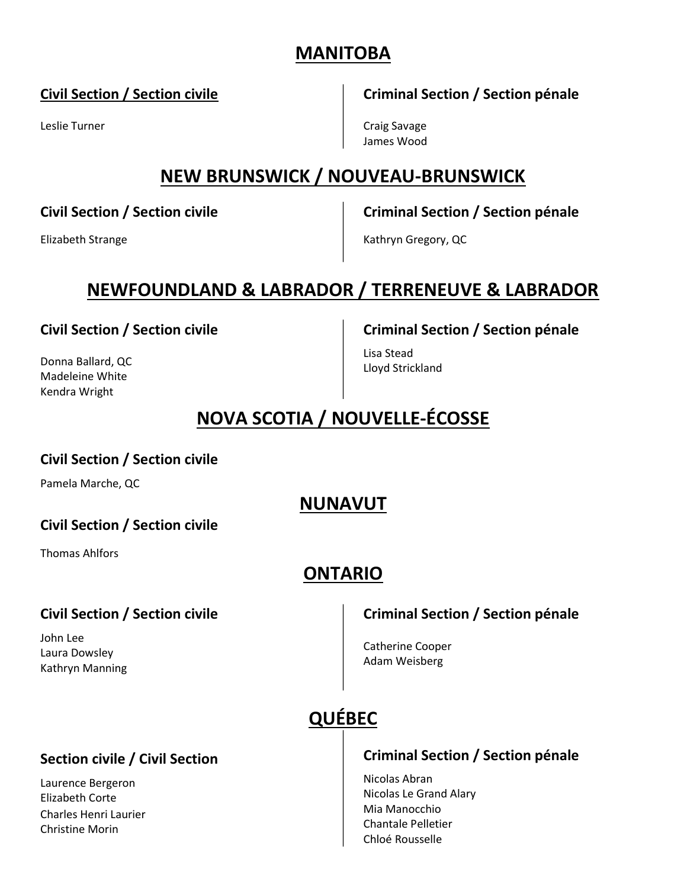## MANITOBA

### Civil Section / Section civile

Leslie Turner

### Criminal Section / Section pénale

Craig Savage
James Wood

## NEW BRUNSWICK / NOUVEAU-BRUNSWICK

### Civil Section / Section civile

Elizabeth Strange

### Criminal Section / Section pénale

Kathryn Gregory, QC

## NEWFOUNDLAND & LABRADOR / TERRENEUVE & LABRADOR

### Civil Section / Section civile

Donna Ballard, QC
Madeleine White
Kendra Wright

### Criminal Section / Section pénale

Lisa Stead
Lloyd Strickland

## NOVA SCOTIA / NOUVELLE-ÉCOSSE

### Civil Section / Section civile

Pamela Marche, QC

## NUNAVUT

### Civil Section / Section civile

Thomas Ahlfors

## ONTARIO

### Civil Section / Section civile

John Lee
Laura Dowsley
Kathryn Manning

### Criminal Section / Section pénale

Catherine Cooper
Adam Weisberg

## QUÉBEC

### Section civile / Civil Section

Laurence Bergeron
Elizabeth Corte
Charles Henri Laurier
Christine Morin

### Criminal Section / Section pénale

Nicolas Abran
Nicolas Le Grand Alary
Mia Manocchio
Chantale Pelletier
Chloé Rousselle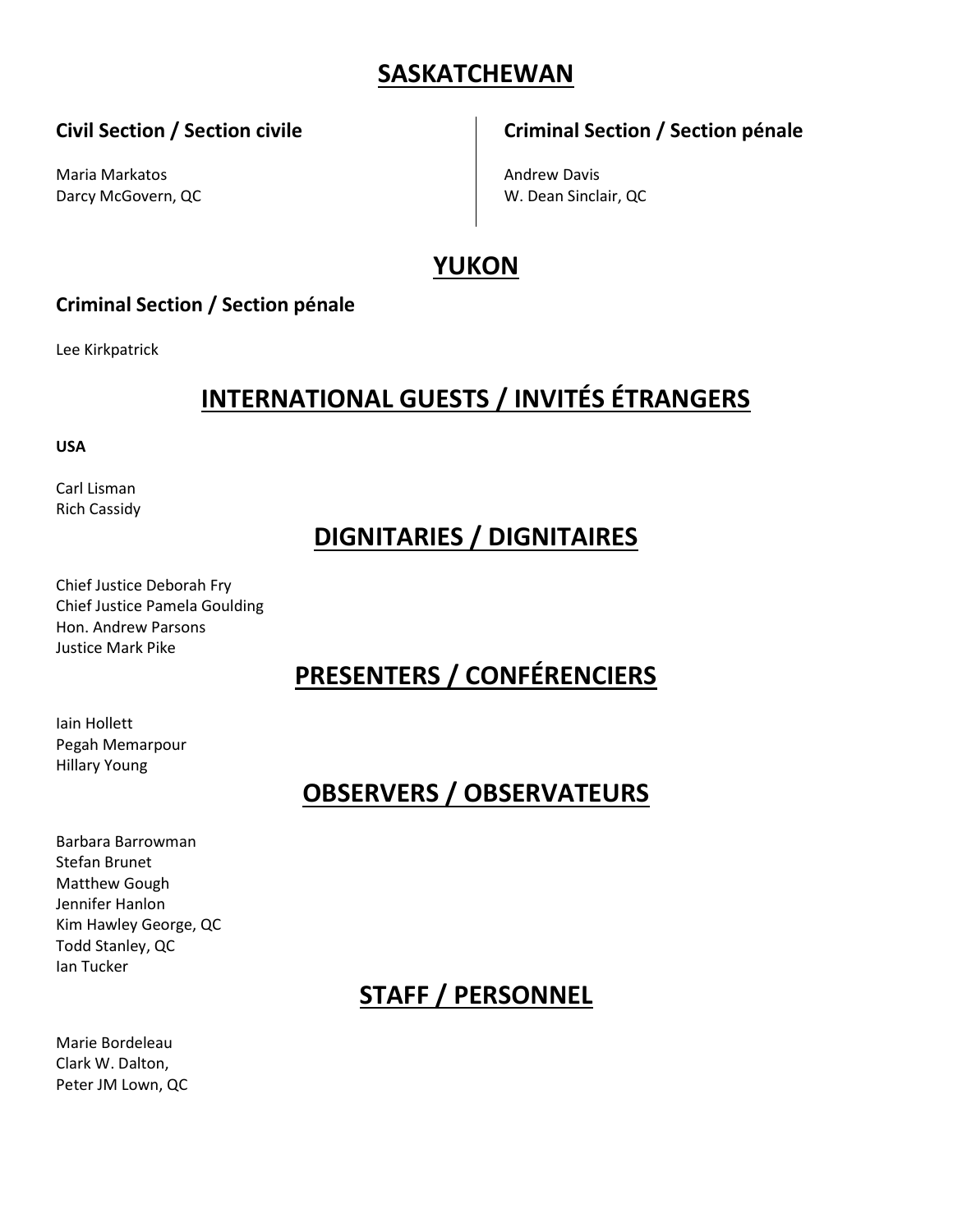## SASKATCHEWAN

### Civil Section / Section civile

Maria Markatos
Darcy McGovern, QC

### Criminal Section / Section pénale

Andrew Davis
W. Dean Sinclair, QC

## YUKON

### Criminal Section / Section pénale

Lee Kirkpatrick

## INTERNATIONAL GUESTS / INVITÉS ÉTRANGERS

**USA**

Carl Lisman
Rich Cassidy

## DIGNITARIES / DIGNITAIRES

Chief Justice Deborah Fry
Chief Justice Pamela Goulding
Hon. Andrew Parsons
Justice Mark Pike

## PRESENTERS / CONFÉRENCIERS

Iain Hollett
Pegah Memarpour
Hillary Young

## OBSERVERS / OBSERVATEURS

Barbara Barrowman
Stefan Brunet
Matthew Gough
Jennifer Hanlon
Kim Hawley George, QC
Todd Stanley, QC
Ian Tucker

## STAFF / PERSONNEL

Marie Bordeleau
Clark W. Dalton,
Peter JM Lown, QC